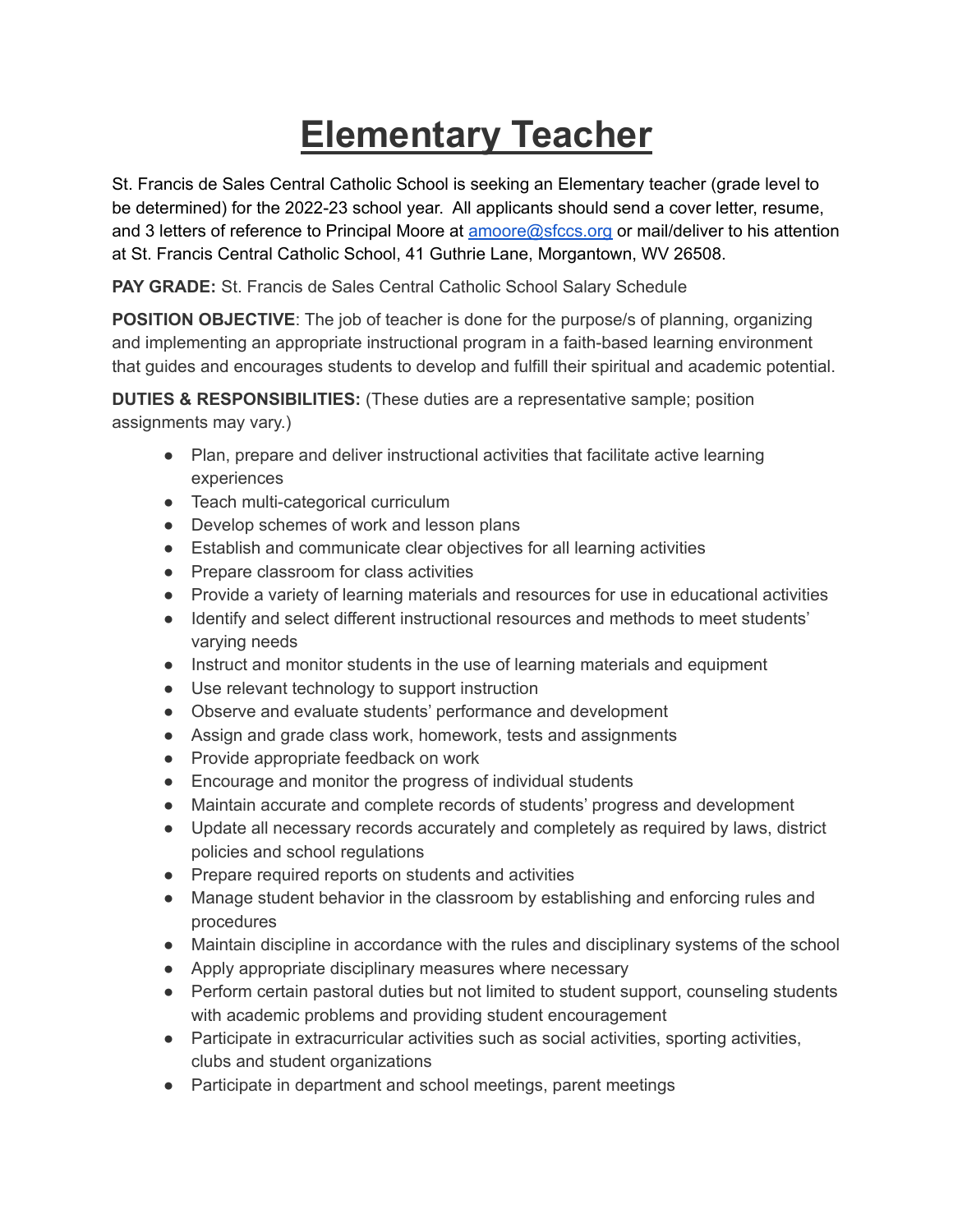# Elementary Teacher

St. Francis de Sales Central Catholic School is seeking an Elementary teacher (grade level to be determined) for the 2022-23 school year. All applicants should send a cover letter, resume, and 3 letters of reference to Principal Moore at amoore@sfccs.org or mail/deliver to his attention at St. Francis Central Catholic School, 41 Guthrie Lane, Morgantown, WV 26508.

**PAY GRADE:** St. Francis de Sales Central Catholic School Salary Schedule

**POSITION OBJECTIVE**: The job of teacher is done for the purpose/s of planning, organizing and implementing an appropriate instructional program in a faith-based learning environment that guides and encourages students to develop and fulfill their spiritual and academic potential.

**DUTIES & RESPONSIBILITIES:** (These duties are a representative sample; position assignments may vary.)

- Plan, prepare and deliver instructional activities that facilitate active learning experiences
- Teach multi-categorical curriculum
- Develop schemes of work and lesson plans
- Establish and communicate clear objectives for all learning activities
- Prepare classroom for class activities
- Provide a variety of learning materials and resources for use in educational activities
- Identify and select different instructional resources and methods to meet students' varying needs
- Instruct and monitor students in the use of learning materials and equipment
- Use relevant technology to support instruction
- Observe and evaluate students' performance and development
- Assign and grade class work, homework, tests and assignments
- Provide appropriate feedback on work
- Encourage and monitor the progress of individual students
- Maintain accurate and complete records of students' progress and development
- Update all necessary records accurately and completely as required by laws, district policies and school regulations
- Prepare required reports on students and activities
- Manage student behavior in the classroom by establishing and enforcing rules and procedures
- Maintain discipline in accordance with the rules and disciplinary systems of the school
- Apply appropriate disciplinary measures where necessary
- Perform certain pastoral duties but not limited to student support, counseling students with academic problems and providing student encouragement
- Participate in extracurricular activities such as social activities, sporting activities, clubs and student organizations
- Participate in department and school meetings, parent meetings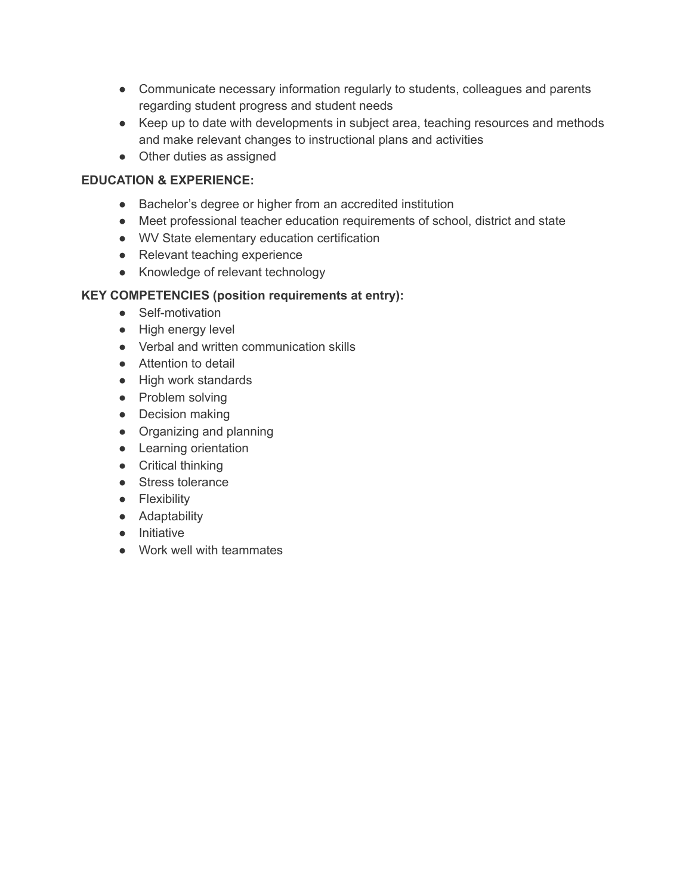- Communicate necessary information regularly to students, colleagues and parents regarding student progress and student needs
- Keep up to date with developments in subject area, teaching resources and methods and make relevant changes to instructional plans and activities
- Other duties as assigned

**EDUCATION & EXPERIENCE:**

- Bachelor's degree or higher from an accredited institution
- Meet professional teacher education requirements of school, district and state
- WV State elementary education certification
- Relevant teaching experience
- Knowledge of relevant technology

**KEY COMPETENCIES (position requirements at entry):**

- Self-motivation
- High energy level
- Verbal and written communication skills
- Attention to detail
- High work standards
- Problem solving
- Decision making
- Organizing and planning
- Learning orientation
- Critical thinking
- Stress tolerance
- Flexibility
- Adaptability
- Initiative
- Work well with teammates